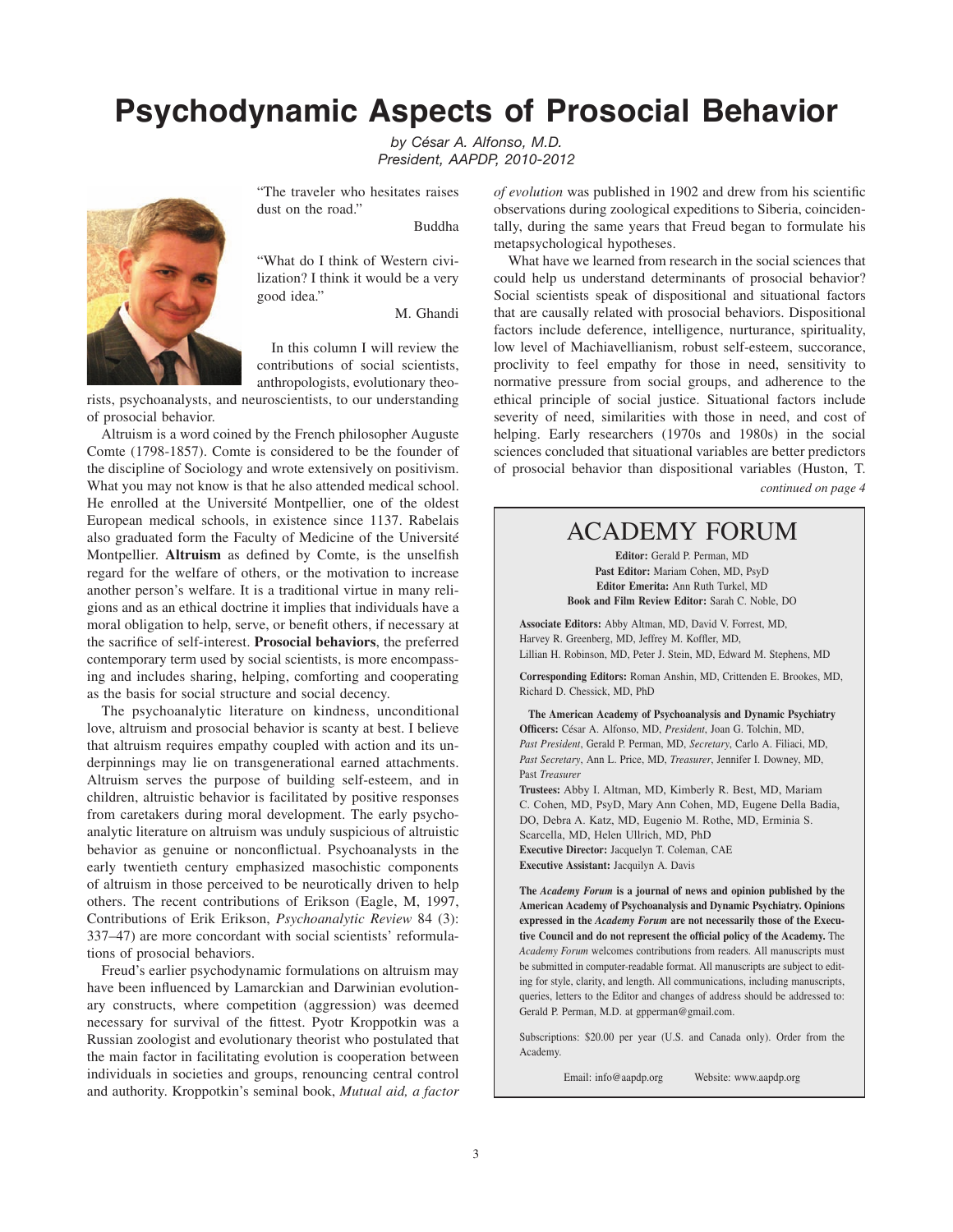# Psychodynamic Aspects of Prosocial Behavior

*by César A. Alfonso, M.D.*
*President, AAPDP, 2010-2012*

"The traveler who hesitates raises dust on the road."

Buddha

"What do I think of Western civilization? I think it would be a very good idea."

M. Ghandi

In this column I will review the contributions of social scientists, anthropologists, evolutionary theorists, psychoanalysts, and neuroscientists, to our understanding of prosocial behavior.

Altruism is a word coined by the French philosopher Auguste Comte (1798-1857). Comte is considered to be the founder of the discipline of Sociology and wrote extensively on positivism. What you may not know is that he also attended medical school. He enrolled at the Université Montpellier, one of the oldest European medical schools, in existence since 1137. Rabelais also graduated form the Faculty of Medicine of the Université Montpellier. **Altruism** as defined by Comte, is the unselfish regard for the welfare of others, or the motivation to increase another person's welfare. It is a traditional virtue in many religions and as an ethical doctrine it implies that individuals have a moral obligation to help, serve, or benefit others, if necessary at the sacrifice of self-interest. **Prosocial behaviors**, the preferred contemporary term used by social scientists, is more encompassing and includes sharing, helping, comforting and cooperating as the basis for social structure and social decency.

The psychoanalytic literature on kindness, unconditional love, altruism and prosocial behavior is scanty at best. I believe that altruism requires empathy coupled with action and its underpinnings may lie on transgenerational earned attachments. Altruism serves the purpose of building self-esteem, and in children, altruistic behavior is facilitated by positive responses from caretakers during moral development. The early psychoanalytic literature on altruism was unduly suspicious of altruistic behavior as genuine or nonconflictual. Psychoanalysts in the early twentieth century emphasized masochistic components of altruism in those perceived to be neurotically driven to help others. The recent contributions of Erikson (Eagle, M, 1997, Contributions of Erik Erikson, *Psychoanalytic Review* 84 (3): 337–47) are more concordant with social scientists' reformulations of prosocial behaviors.

Freud's earlier psychodynamic formulations on altruism may have been influenced by Lamarckian and Darwinian evolutionary constructs, where competition (aggression) was deemed necessary for survival of the fittest. Pyotr Kroppotkin was a Russian zoologist and evolutionary theorist who postulated that the main factor in facilitating evolution is cooperation between individuals in societies and groups, renouncing central control and authority. Kroppotkin's seminal book, *Mutual aid, a factor of evolution* was published in 1902 and drew from his scientific observations during zoological expeditions to Siberia, coincidentally, during the same years that Freud began to formulate his metapsychological hypotheses.

What have we learned from research in the social sciences that could help us understand determinants of prosocial behavior? Social scientists speak of dispositional and situational factors that are causally related with prosocial behaviors. Dispositional factors include deference, intelligence, nurturance, spirituality, low level of Machiavellianism, robust self-esteem, succorance, proclivity to feel empathy for those in need, sensitivity to normative pressure from social groups, and adherence to the ethical principle of social justice. Situational factors include severity of need, similarities with those in need, and cost of helping. Early researchers (1970s and 1980s) in the social sciences concluded that situational variables are better predictors of prosocial behavior than dispositional variables (Huston, T.

*continued on page 4*

## ACADEMY FORUM

**Editor:** Gerald P. Perman, MD
**Past Editor:** Mariam Cohen, MD, PsyD
**Editor Emerita:** Ann Ruth Turkel, MD
**Book and Film Review Editor:** Sarah C. Noble, DO

**Associate Editors:** Abby Altman, MD, David V. Forrest, MD, Harvey R. Greenberg, MD, Jeffrey M. Koffler, MD, Lillian H. Robinson, MD, Peter J. Stein, MD, Edward M. Stephens, MD

**Corresponding Editors:** Roman Anshin, MD, Crittenden E. Brookes, MD, Richard D. Chessick, MD, PhD

**The American Academy of Psychoanalysis and Dynamic Psychiatry Officers:** César A. Alfonso, MD, *President*, Joan G. Tolchin, MD, *Past President*, Gerald P. Perman, MD, *Secretary*, Carlo A. Filiaci, MD, *Past Secretary*, Ann L. Price, MD, *Treasurer*, Jennifer I. Downey, MD, Past *Treasurer*

**Trustees:** Abby I. Altman, MD, Kimberly R. Best, MD, Mariam C. Cohen, MD, PsyD, Mary Ann Cohen, MD, Eugene Della Badia, DO, Debra A. Katz, MD, Eugenio M. Rothe, MD, Erminia S. Scarcella, MD, Helen Ullrich, MD, PhD

**Executive Director:** Jacquelyn T. Coleman, CAE

**Executive Assistant:** Jacquilyn A. Davis

**The *Academy Forum* is a journal of news and opinion published by the American Academy of Psychoanalysis and Dynamic Psychiatry. Opinions expressed in the *Academy Forum* are not necessarily those of the Executive Council and do not represent the official policy of the Academy.** The *Academy Forum* welcomes contributions from readers. All manuscripts must be submitted in computer-readable format. All manuscripts are subject to editing for style, clarity, and length. All communications, including manuscripts, queries, letters to the Editor and changes of address should be addressed to: Gerald P. Perman, M.D. at gpperman@gmail.com.

Subscriptions: $20.00 per year (U.S. and Canada only). Order from the Academy.

Email: info@aapdp.org  Website: www.aapdp.org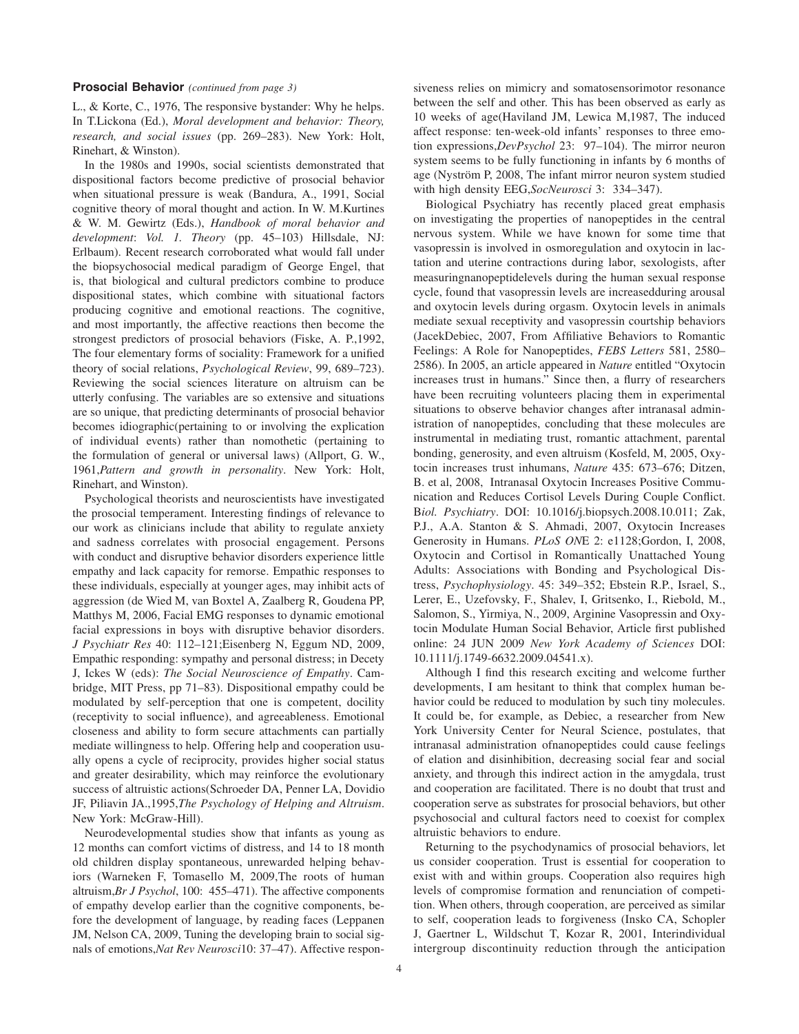**Prosocial Behavior** *(continued from page 3)*

L., & Korte, C., 1976, The responsive bystander: Why he helps. In T.Lickona (Ed.), *Moral development and behavior: Theory, research, and social issues* (pp. 269–283). New York: Holt, Rinehart, & Winston).

In the 1980s and 1990s, social scientists demonstrated that dispositional factors become predictive of prosocial behavior when situational pressure is weak (Bandura, A., 1991, Social cognitive theory of moral thought and action. In W. M.Kurtines & W. M. Gewirtz (Eds.), *Handbook of moral behavior and development*: *Vol. 1. Theory* (pp. 45–103) Hillsdale, NJ: Erlbaum). Recent research corroborated what would fall under the biopsychosocial medical paradigm of George Engel, that is, that biological and cultural predictors combine to produce dispositional states, which combine with situational factors producing cognitive and emotional reactions. The cognitive, and most importantly, the affective reactions then become the strongest predictors of prosocial behaviors (Fiske, A. P.,1992, The four elementary forms of sociality: Framework for a unified theory of social relations, *Psychological Review*, 99, 689–723). Reviewing the social sciences literature on altruism can be utterly confusing. The variables are so extensive and situations are so unique, that predicting determinants of prosocial behavior becomes idiographic(pertaining to or involving the explication of individual events) rather than nomothetic (pertaining to the formulation of general or universal laws) (Allport, G. W., 1961,*Pattern and growth in personality*. New York: Holt, Rinehart, and Winston).

Psychological theorists and neuroscientists have investigated the prosocial temperament. Interesting findings of relevance to our work as clinicians include that ability to regulate anxiety and sadness correlates with prosocial engagement. Persons with conduct and disruptive behavior disorders experience little empathy and lack capacity for remorse. Empathic responses to these individuals, especially at younger ages, may inhibit acts of aggression (de Wied M, van Boxtel A, Zaalberg R, Goudena PP, Matthys M, 2006, Facial EMG responses to dynamic emotional facial expressions in boys with disruptive behavior disorders. *J Psychiatr Res* 40: 112–121;Eisenberg N, Eggum ND, 2009, Empathic responding: sympathy and personal distress; in Decety J, Ickes W (eds): *The Social Neuroscience of Empathy*. Cambridge, MIT Press, pp 71–83). Dispositional empathy could be modulated by self-perception that one is competent, docility (receptivity to social influence), and agreeableness. Emotional closeness and ability to form secure attachments can partially mediate willingness to help. Offering help and cooperation usually opens a cycle of reciprocity, provides higher social status and greater desirability, which may reinforce the evolutionary success of altruistic actions(Schroeder DA, Penner LA, Dovidio JF, Piliavin JA.,1995,*The Psychology of Helping and Altruism*. New York: McGraw-Hill).

Neurodevelopmental studies show that infants as young as 12 months can comfort victims of distress, and 14 to 18 month old children display spontaneous, unrewarded helping behaviors (Warneken F, Tomasello M, 2009,The roots of human altruism,*Br J Psychol*, 100: 455–471). The affective components of empathy develop earlier than the cognitive components, before the development of language, by reading faces (Leppanen JM, Nelson CA, 2009, Tuning the developing brain to social signals of emotions,*Nat Rev Neurosci*10: 37–47). Affective responsiveness relies on mimicry and somatosensorimotor resonance between the self and other. This has been observed as early as 10 weeks of age(Haviland JM, Lewica M,1987, The induced affect response: ten-week-old infants' responses to three emotion expressions,*DevPsychol* 23: 97–104). The mirror neuron system seems to be fully functioning in infants by 6 months of age (Nyström P, 2008, The infant mirror neuron system studied with high density EEG,*SocNeurosci* 3: 334–347).

Biological Psychiatry has recently placed great emphasis on investigating the properties of nanopeptides in the central nervous system. While we have known for some time that vasopressin is involved in osmoregulation and oxytocin in lactation and uterine contractions during labor, sexologists, after measuringnanopeptidelevels during the human sexual response cycle, found that vasopressin levels are increasedduring arousal and oxytocin levels during orgasm. Oxytocin levels in animals mediate sexual receptivity and vasopressin courtship behaviors (JacekDebiec, 2007, From Affiliative Behaviors to Romantic Feelings: A Role for Nanopeptides, *FEBS Letters* 581, 2580–2586). In 2005, an article appeared in *Nature* entitled "Oxytocin increases trust in humans." Since then, a flurry of researchers have been recruiting volunteers placing them in experimental situations to observe behavior changes after intranasal administration of nanopeptides, concluding that these molecules are instrumental in mediating trust, romantic attachment, parental bonding, generosity, and even altruism (Kosfeld, M, 2005, Oxytocin increases trust inhumans, *Nature* 435: 673–676; Ditzen, B. et al, 2008, Intranasal Oxytocin Increases Positive Communication and Reduces Cortisol Levels During Couple Conflict. B*iol. Psychiatry*. DOI: 10.1016/j.biopsych.2008.10.011; Zak, P.J., A.A. Stanton & S. Ahmadi, 2007, Oxytocin Increases Generosity in Humans. *PLoS ON*E 2: e1128;Gordon, I, 2008, Oxytocin and Cortisol in Romantically Unattached Young Adults: Associations with Bonding and Psychological Distress, *Psychophysiology*. 45: 349–352; Ebstein R.P., Israel, S., Lerer, E., Uzefovsky, F., Shalev, I, Gritsenko, I., Riebold, M., Salomon, S., Yirmiya, N., 2009, Arginine Vasopressin and Oxytocin Modulate Human Social Behavior, Article first published online: 24 JUN 2009 *New York Academy of Sciences* DOI: 10.1111/j.1749-6632.2009.04541.x).

Although I find this research exciting and welcome further developments, I am hesitant to think that complex human behavior could be reduced to modulation by such tiny molecules. It could be, for example, as Debiec, a researcher from New York University Center for Neural Science, postulates, that intranasal administration ofnanopeptides could cause feelings of elation and disinhibition, decreasing social fear and social anxiety, and through this indirect action in the amygdala, trust and cooperation are facilitated. There is no doubt that trust and cooperation serve as substrates for prosocial behaviors, but other psychosocial and cultural factors need to coexist for complex altruistic behaviors to endure.

Returning to the psychodynamics of prosocial behaviors, let us consider cooperation. Trust is essential for cooperation to exist with and within groups. Cooperation also requires high levels of compromise formation and renunciation of competition. When others, through cooperation, are perceived as similar to self, cooperation leads to forgiveness (Insko CA, Schopler J, Gaertner L, Wildschut T, Kozar R, 2001, Interindividual intergroup discontinuity reduction through the anticipation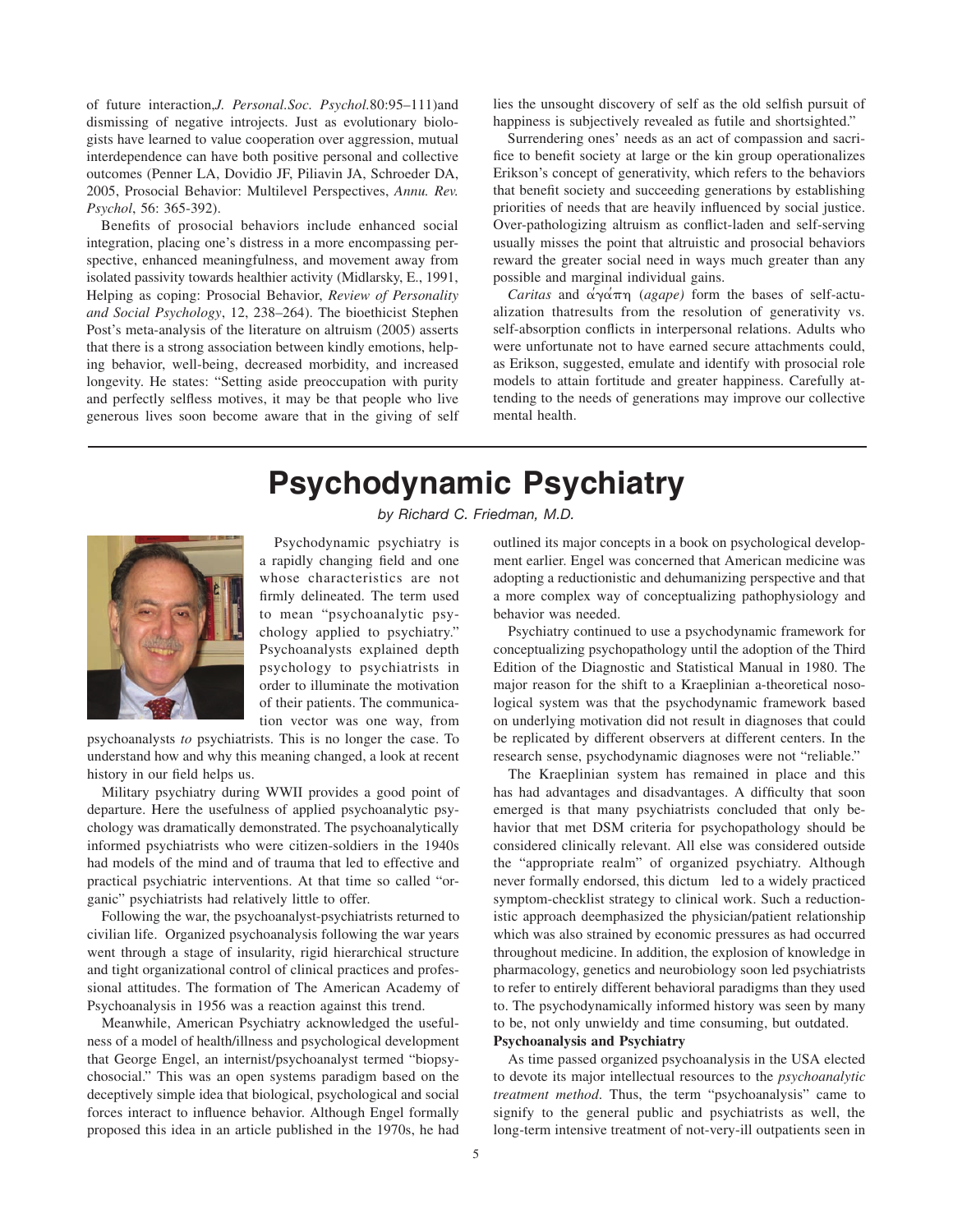of future interaction,*J. Personal.Soc. Psychol.*80:95–111)and dismissing of negative introjects. Just as evolutionary biologists have learned to value cooperation over aggression, mutual interdependence can have both positive personal and collective outcomes (Penner LA, Dovidio JF, Piliavin JA, Schroeder DA, 2005, Prosocial Behavior: Multilevel Perspectives, *Annu. Rev. Psychol*, 56: 365-392).

Benefits of prosocial behaviors include enhanced social integration, placing one's distress in a more encompassing perspective, enhanced meaningfulness, and movement away from isolated passivity towards healthier activity (Midlarsky, E., 1991, Helping as coping: Prosocial Behavior, *Review of Personality and Social Psychology*, 12, 238–264). The bioethicist Stephen Post's meta-analysis of the literature on altruism (2005) asserts that there is a strong association between kindly emotions, helping behavior, well-being, decreased morbidity, and increased longevity. He states: "Setting aside preoccupation with purity and perfectly selfless motives, it may be that people who live generous lives soon become aware that in the giving of self lies the unsought discovery of self as the old selfish pursuit of happiness is subjectively revealed as futile and shortsighted."

Surrendering ones' needs as an act of compassion and sacrifice to benefit society at large or the kin group operationalizes Erikson's concept of generativity, which refers to the behaviors that benefit society and succeeding generations by establishing priorities of needs that are heavily influenced by social justice. Over-pathologizing altruism as conflict-laden and self-serving usually misses the point that altruistic and prosocial behaviors reward the greater social need in ways much greater than any possible and marginal individual gains.

*Caritas* and ἀγάπη (*agape)* form the bases of self-actualization thatresults from the resolution of generativity vs. self-absorption conflicts in interpersonal relations. Adults who were unfortunate not to have earned secure attachments could, as Erikson, suggested, emulate and identify with prosocial role models to attain fortitude and greater happiness. Carefully attending to the needs of generations may improve our collective mental health.

# Psychodynamic Psychiatry

*by Richard C. Friedman, M.D.*

Psychodynamic psychiatry is a rapidly changing field and one whose characteristics are not firmly delineated. The term used to mean "psychoanalytic psychology applied to psychiatry." Psychoanalysts explained depth psychology to psychiatrists in order to illuminate the motivation of their patients. The communication vector was one way, from psychoanalysts *to* psychiatrists. This is no longer the case. To understand how and why this meaning changed, a look at recent history in our field helps us.

Military psychiatry during WWII provides a good point of departure. Here the usefulness of applied psychoanalytic psychology was dramatically demonstrated. The psychoanalytically informed psychiatrists who were citizen-soldiers in the 1940s had models of the mind and of trauma that led to effective and practical psychiatric interventions. At that time so called "organic" psychiatrists had relatively little to offer.

Following the war, the psychoanalyst-psychiatrists returned to civilian life. Organized psychoanalysis following the war years went through a stage of insularity, rigid hierarchical structure and tight organizational control of clinical practices and professional attitudes. The formation of The American Academy of Psychoanalysis in 1956 was a reaction against this trend.

Meanwhile, American Psychiatry acknowledged the usefulness of a model of health/illness and psychological development that George Engel, an internist/psychoanalyst termed "biopsychosocial." This was an open systems paradigm based on the deceptively simple idea that biological, psychological and social forces interact to influence behavior. Although Engel formally proposed this idea in an article published in the 1970s, he had outlined its major concepts in a book on psychological development earlier. Engel was concerned that American medicine was adopting a reductionistic and dehumanizing perspective and that a more complex way of conceptualizing pathophysiology and behavior was needed.

Psychiatry continued to use a psychodynamic framework for conceptualizing psychopathology until the adoption of the Third Edition of the Diagnostic and Statistical Manual in 1980. The major reason for the shift to a Kraeplinian a-theoretical nosological system was that the psychodynamic framework based on underlying motivation did not result in diagnoses that could be replicated by different observers at different centers. In the research sense, psychodynamic diagnoses were not "reliable."

The Kraeplinian system has remained in place and this has had advantages and disadvantages. A difficulty that soon emerged is that many psychiatrists concluded that only behavior that met DSM criteria for psychopathology should be considered clinically relevant. All else was considered outside the "appropriate realm" of organized psychiatry. Although never formally endorsed, this dictum led to a widely practiced symptom-checklist strategy to clinical work. Such a reductionistic approach deemphasized the physician/patient relationship which was also strained by economic pressures as had occurred throughout medicine. In addition, the explosion of knowledge in pharmacology, genetics and neurobiology soon led psychiatrists to refer to entirely different behavioral paradigms than they used to. The psychodynamically informed history was seen by many to be, not only unwieldy and time consuming, but outdated.

**Psychoanalysis and Psychiatry**

As time passed organized psychoanalysis in the USA elected to devote its major intellectual resources to the *psychoanalytic treatment method*. Thus, the term "psychoanalysis" came to signify to the general public and psychiatrists as well, the long-term intensive treatment of not-very-ill outpatients seen in